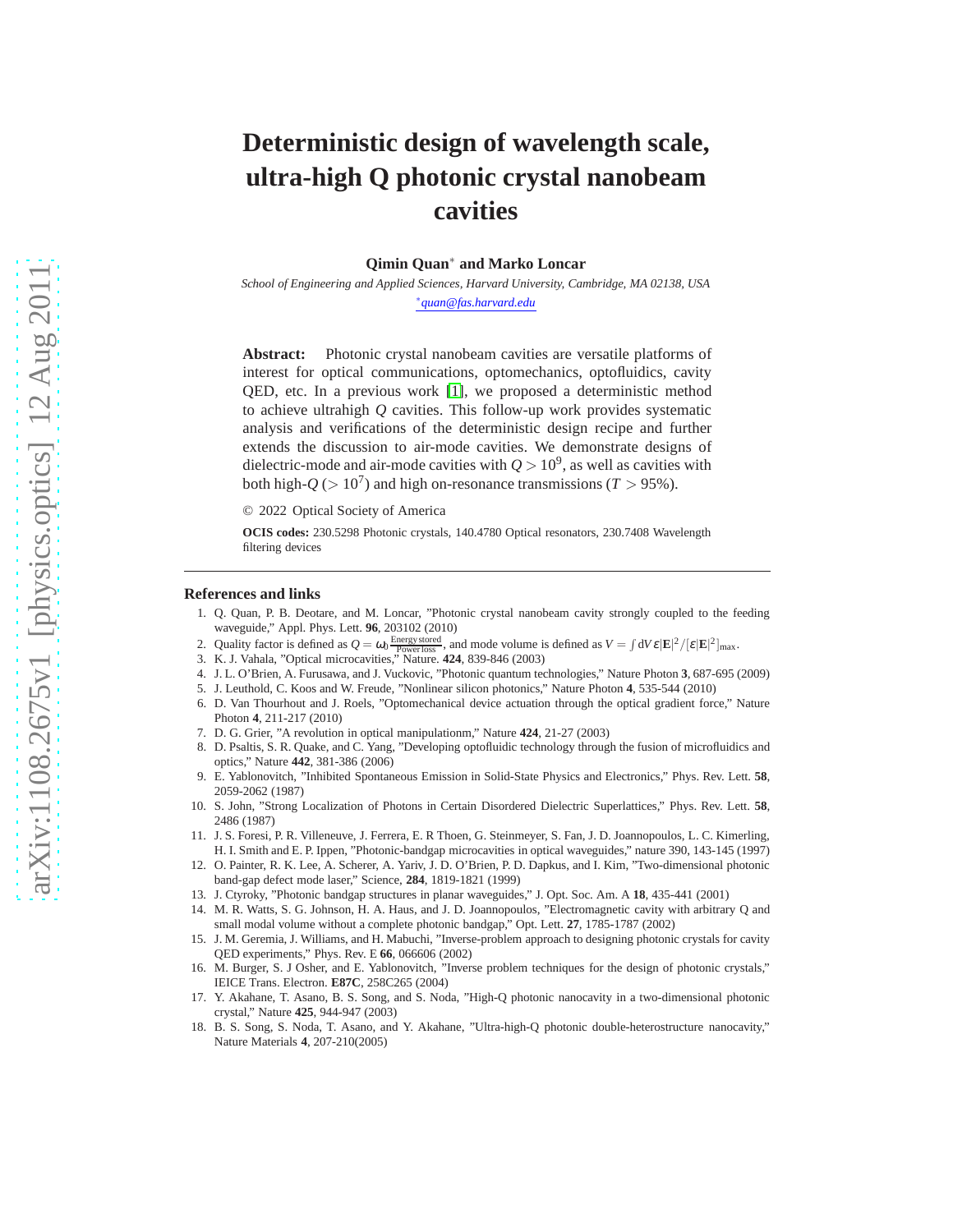# Deterministic design of wavelength scale, ultra-high Q photonic crystal nanobeam cavities

**Qimin Quan[*] and Marko Loncar**

*School of Engineering and Applied Sciences, Harvard University, Cambridge, MA 02138, USA*

*[*]quan@fas.harvard.edu*

**Abstract:** Photonic crystal nanobeam cavities are versatile platforms of interest for optical communications, optomechanics, optofluidics, cavity QED, etc. In a previous work [1], we proposed a deterministic method to achieve ultrahigh $Q$ cavities. This follow-up work provides systematic analysis and verifications of the deterministic design recipe and further extends the discussion to air-mode cavities. We demonstrate designs of dielectric-mode and air-mode cavities with $Q > 10^9$, as well as cavities with both high-$Q$ ($> 10^7$) and high on-resonance transmissions ($T > 95\%$).

© 2022 Optical Society of America

**OCIS codes:** 230.5298 Photonic crystals, 140.4780 Optical resonators, 230.7408 Wavelength filtering devices

---

## References and links

1. Q. Quan, P. B. Deotare, and M. Loncar, "Photonic crystal nanobeam cavity strongly coupled to the feeding waveguide," Appl. Phys. Lett. **96**, 203102 (2010)
2. Quality factor is defined as $Q = \omega_0 \frac{\text{Energy stored}}{\text{Power loss}}$, and mode volume is defined as $V = \int dV \varepsilon |\mathbf{E}|^2 / [\varepsilon |\mathbf{E}|^2]_{\max}$.
3. K. J. Vahala, "Optical microcavities," Nature. **424**, 839-846 (2003)
4. J. L. O'Brien, A. Furusawa, and J. Vuckovic, "Photonic quantum technologies," Nature Photon **3**, 687-695 (2009)
5. J. Leuthold, C. Koos and W. Freude, "Nonlinear silicon photonics," Nature Photon **4**, 535-544 (2010)
6. D. Van Thourhout and J. Roels, "Optomechanical device actuation through the optical gradient force," Nature Photon **4**, 211-217 (2010)
7. D. G. Grier, "A revolution in optical manipulationm," Nature **424**, 21-27 (2003)
8. D. Psaltis, S. R. Quake, and C. Yang, "Developing optofluidic technology through the fusion of microfluidics and optics," Nature **442**, 381-386 (2006)
9. E. Yablonovitch, "Inhibited Spontaneous Emission in Solid-State Physics and Electronics," Phys. Rev. Lett. **58**, 2059-2062 (1987)
10. S. John, "Strong Localization of Photons in Certain Disordered Dielectric Superlattices," Phys. Rev. Lett. **58**, 2486 (1987)
11. J. S. Foresi, P. R. Villeneuve, J. Ferrera, E. R Thoen, G. Steinmeyer, S. Fan, J. D. Joannopoulos, L. C. Kimerling, H. I. Smith and E. P. Ippen, "Photonic-bandgap microcavities in optical waveguides," nature 390, 143-145 (1997)
12. O. Painter, R. K. Lee, A. Scherer, A. Yariv, J. D. O'Brien, P. D. Dapkus, and I. Kim, "Two-dimensional photonic band-gap defect mode laser," Science, **284**, 1819-1821 (1999)
13. J. Ctyroky, "Photonic bandgap structures in planar waveguides," J. Opt. Soc. Am. A **18**, 435-441 (2001)
14. M. R. Watts, S. G. Johnson, H. A. Haus, and J. D. Joannopoulos, "Electromagnetic cavity with arbitrary Q and small modal volume without a complete photonic bandgap," Opt. Lett. **27**, 1785-1787 (2002)
15. J. M. Geremia, J. Williams, and H. Mabuchi, "Inverse-problem approach to designing photonic crystals for cavity QED experiments," Phys. Rev. E **66**, 066606 (2002)
16. M. Burger, S. J Osher, and E. Yablonovitch, "Inverse problem techniques for the design of photonic crystals," IEICE Trans. Electron. **E87C**, 258C265 (2004)
17. Y. Akahane, T. Asano, B. S. Song, and S. Noda, "High-Q photonic nanocavity in a two-dimensional photonic crystal," Nature **425**, 944-947 (2003)
18. B. S. Song, S. Noda, T. Asano, and Y. Akahane, "Ultra-high-Q photonic double-heterostructure nanocavity," Nature Materials **4**, 207-210(2005)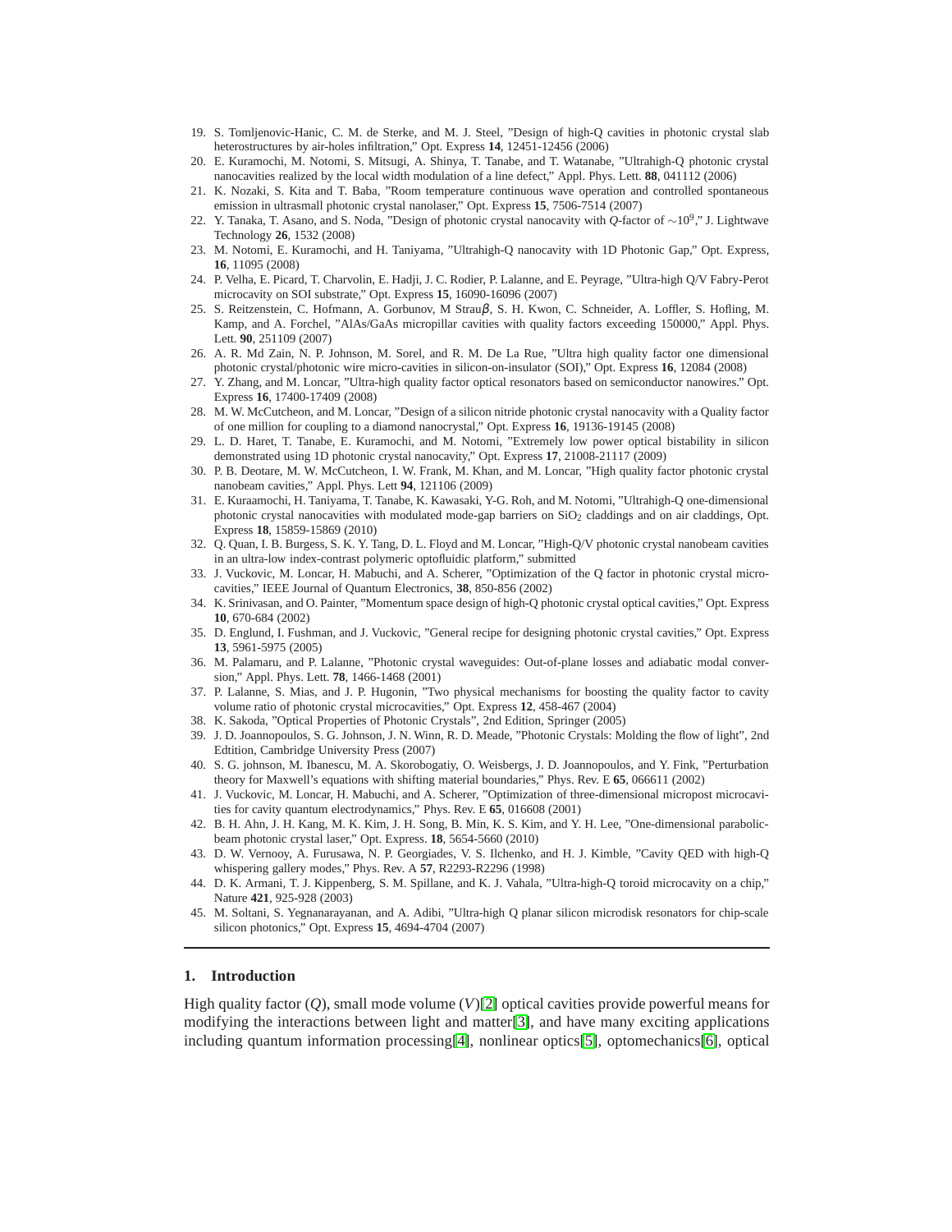19. S. Tomljenovic-Hanic, C. M. de Sterke, and M. J. Steel, "Design of high-Q cavities in photonic crystal slab heterostructures by air-holes infiltration," Opt. Express **14**, 12451-12456 (2006)
20. E. Kuramochi, M. Notomi, S. Mitsugi, A. Shinya, T. Tanabe, and T. Watanabe, "Ultrahigh-Q photonic crystal nanocavities realized by the local width modulation of a line defect," Appl. Phys. Lett. **88**, 041112 (2006)
21. K. Nozaki, S. Kita and T. Baba, "Room temperature continuous wave operation and controlled spontaneous emission in ultrasmall photonic crystal nanolaser," Opt. Express **15**, 7506-7514 (2007)
22. Y. Tanaka, T. Asano, and S. Noda, "Design of photonic crystal nanocavity with $Q$-factor of $\sim 10^9$," J. Lightwave Technology **26**, 1532 (2008)
23. M. Notomi, E. Kuramochi, and H. Taniyama, "Ultrahigh-Q nanocavity with 1D Photonic Gap," Opt. Express, **16**, 11095 (2008)
24. P. Velha, E. Picard, T. Charvolin, E. Hadji, J. C. Rodier, P. Lalanne, and E. Peyrage, "Ultra-high Q/V Fabry-Perot microcavity on SOI substrate," Opt. Express **15**, 16090-16096 (2007)
25. S. Reitzenstein, C. Hofmann, A. Gorbunov, M Strau$\beta$, S. H. Kwon, C. Schneider, A. Loffler, S. Hofling, M. Kamp, and A. Forchel, "AlAs/GaAs micropillar cavities with quality factors exceeding 150000," Appl. Phys. Lett. **90**, 251109 (2007)
26. A. R. Md Zain, N. P. Johnson, M. Sorel, and R. M. De La Rue, "Ultra high quality factor one dimensional photonic crystal/photonic wire micro-cavities in silicon-on-insulator (SOI)," Opt. Express **16**, 12084 (2008)
27. Y. Zhang, and M. Loncar, "Ultra-high quality factor optical resonators based on semiconductor nanowires." Opt. Express **16**, 17400-17409 (2008)
28. M. W. McCutcheon, and M. Loncar, "Design of a silicon nitride photonic crystal nanocavity with a Quality factor of one million for coupling to a diamond nanocrystal," Opt. Express **16**, 19136-19145 (2008)
29. L. D. Haret, T. Tanabe, E. Kuramochi, and M. Notomi, "Extremely low power optical bistability in silicon demonstrated using 1D photonic crystal nanocavity," Opt. Express **17**, 21008-21117 (2009)
30. P. B. Deotare, M. W. McCutcheon, I. W. Frank, M. Khan, and M. Loncar, "High quality factor photonic crystal nanobeam cavities," Appl. Phys. Lett **94**, 121106 (2009)
31. E. Kuraamochi, H. Taniyama, T. Tanabe, K. Kawasaki, Y-G. Roh, and M. Notomi, "Ultrahigh-Q one-dimensional photonic crystal nanocavities with modulated mode-gap barriers on $SiO_2$ claddings and on air claddings, Opt. Express **18**, 15859-15869 (2010)
32. Q. Quan, I. B. Burgess, S. K. Y. Tang, D. L. Floyd and M. Loncar, "High-Q/V photonic crystal nanobeam cavities in an ultra-low index-contrast polymeric optofluidic platform," submitted
33. J. Vuckovic, M. Loncar, H. Mabuchi, and A. Scherer, "Optimization of the Q factor in photonic crystal microcavities," IEEE Journal of Quantum Electronics, **38**, 850-856 (2002)
34. K. Srinivasan, and O. Painter, "Momentum space design of high-Q photonic crystal optical cavities," Opt. Express **10**, 670-684 (2002)
35. D. Englund, I. Fushman, and J. Vuckovic, "General recipe for designing photonic crystal cavities," Opt. Express **13**, 5961-5975 (2005)
36. M. Palamaru, and P. Lalanne, "Photonic crystal waveguides: Out-of-plane losses and adiabatic modal conversion," Appl. Phys. Lett. **78**, 1466-1468 (2001)
37. P. Lalanne, S. Mias, and J. P. Hugonin, "Two physical mechanisms for boosting the quality factor to cavity volume ratio of photonic crystal microcavities," Opt. Express **12**, 458-467 (2004)
38. K. Sakoda, "Optical Properties of Photonic Crystals", 2nd Edition, Springer (2005)
39. J. D. Joannopoulos, S. G. Johnson, J. N. Winn, R. D. Meade, "Photonic Crystals: Molding the flow of light", 2nd Edtition, Cambridge University Press (2007)
40. S. G. johnson, M. Ibanescu, M. A. Skorobogatiy, O. Weisbergs, J. D. Joannopoulos, and Y. Fink, "Perturbation theory for Maxwell's equations with shifting material boundaries," Phys. Rev. E **65**, 066611 (2002)
41. J. Vuckovic, M. Loncar, H. Mabuchi, and A. Scherer, "Optimization of three-dimensional micropost microcavities for cavity quantum electrodynamics," Phys. Rev. E **65**, 016608 (2001)
42. B. H. Ahn, J. H. Kang, M. K. Kim, J. H. Song, B. Min, K. S. Kim, and Y. H. Lee, "One-dimensional parabolic-beam photonic crystal laser," Opt. Express. **18**, 5654-5660 (2010)
43. D. W. Vernooy, A. Furusawa, N. P. Georgiades, V. S. Ilchenko, and H. J. Kimble, "Cavity QED with high-Q whispering gallery modes," Phys. Rev. A **57**, R2293-R2296 (1998)
44. D. K. Armani, T. J. Kippenberg, S. M. Spillane, and K. J. Vahala, "Ultra-high-Q toroid microcavity on a chip," Nature **421**, 925-928 (2003)
45. M. Soltani, S. Yegnanarayanan, and A. Adibi, "Ultra-high Q planar silicon microdisk resonators for chip-scale silicon photonics," Opt. Express **15**, 4694-4704 (2007)

---

## 1. Introduction

High quality factor ($Q$), small mode volume ($V$)[2] optical cavities provide powerful means for modifying the interactions between light and matter[3], and have many exciting applications including quantum information processing[4], nonlinear optics[5], optomechanics[6], optical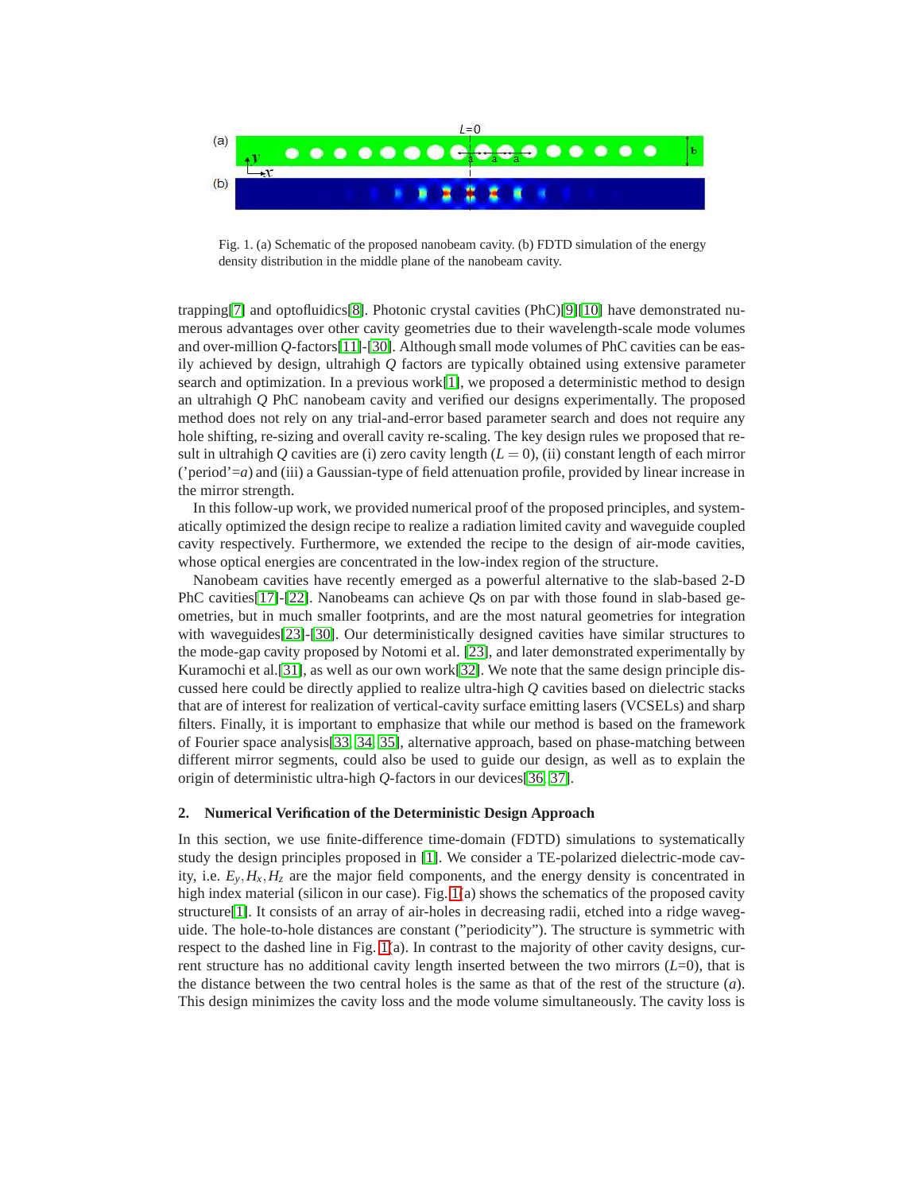Fig. 1. (a) Schematic of the proposed nanobeam cavity. (b) FDTD simulation of the energy density distribution in the middle plane of the nanobeam cavity.

trapping[7] and optofluidics[8]. Photonic crystal cavities (PhC)[9][10] have demonstrated numerous advantages over other cavity geometries due to their wavelength-scale mode volumes and over-million $Q$-factors[11]-[30]. Although small mode volumes of PhC cavities can be easily achieved by design, ultrahigh $Q$ factors are typically obtained using extensive parameter search and optimization. In a previous work[1], we proposed a deterministic method to design an ultrahigh $Q$ PhC nanobeam cavity and verified our designs experimentally. The proposed method does not rely on any trial-and-error based parameter search and does not require any hole shifting, re-sizing and overall cavity re-scaling. The key design rules we proposed that result in ultrahigh $Q$ cavities are (i) zero cavity length ($L = 0$), (ii) constant length of each mirror ('period'=$a$) and (iii) a Gaussian-type of field attenuation profile, provided by linear increase in the mirror strength.

In this follow-up work, we provided numerical proof of the proposed principles, and systematically optimized the design recipe to realize a radiation limited cavity and waveguide coupled cavity respectively. Furthermore, we extended the recipe to the design of air-mode cavities, whose optical energies are concentrated in the low-index region of the structure.

Nanobeam cavities have recently emerged as a powerful alternative to the slab-based 2-D PhC cavities[17]-[22]. Nanobeams can achieve $Q$s on par with those found in slab-based geometries, but in much smaller footprints, and are the most natural geometries for integration with waveguides[23]-[30]. Our deterministically designed cavities have similar structures to the mode-gap cavity proposed by Notomi et al. [23], and later demonstrated experimentally by Kuramochi et al.[31], as well as our own work[32]. We note that the same design principle discussed here could be directly applied to realize ultra-high $Q$ cavities based on dielectric stacks that are of interest for realization of vertical-cavity surface emitting lasers (VCSELs) and sharp filters. Finally, it is important to emphasize that while our method is based on the framework of Fourier space analysis[33, 34, 35], alternative approach, based on phase-matching between different mirror segments, could also be used to guide our design, as well as to explain the origin of deterministic ultra-high $Q$-factors in our devices[36, 37].

## 2. Numerical Verification of the Deterministic Design Approach

In this section, we use finite-difference time-domain (FDTD) simulations to systematically study the design principles proposed in [1]. We consider a TE-polarized dielectric-mode cavity, i.e. $E_y, H_x, H_z$ are the major field components, and the energy density is concentrated in high index material (silicon in our case). Fig. 1(a) shows the schematics of the proposed cavity structure[1]. It consists of an array of air-holes in decreasing radii, etched into a ridge waveguide. The hole-to-hole distances are constant ("periodicity"). The structure is symmetric with respect to the dashed line in Fig. 1(a). In contrast to the majority of other cavity designs, current structure has no additional cavity length inserted between the two mirrors ($L$=0), that is the distance between the two central holes is the same as that of the rest of the structure ($a$). This design minimizes the cavity loss and the mode volume simultaneously. The cavity loss is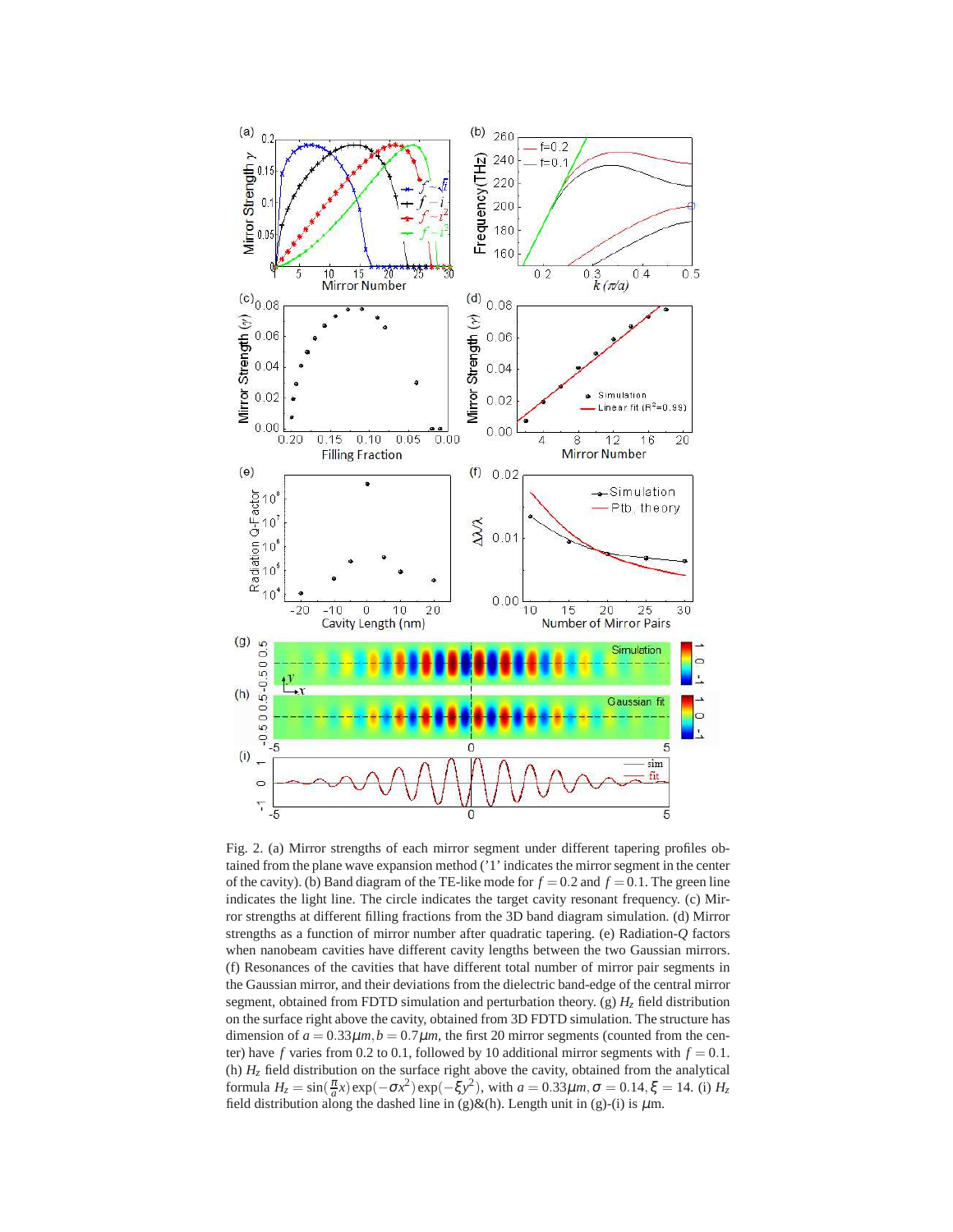Fig. 2. (a) Mirror strengths of each mirror segment under different tapering profiles obtained from the plane wave expansion method ('1' indicates the mirror segment in the center of the cavity). (b) Band diagram of the TE-like mode for $f = 0.2$ and $f = 0.1$. The green line indicates the light line. The circle indicates the target cavity resonant frequency. (c) Mirror strengths at different filling fractions from the 3D band diagram simulation. (d) Mirror strengths as a function of mirror number after quadratic tapering. (e) Radiation-$Q$ factors when nanobeam cavities have different cavity lengths between the two Gaussian mirrors. (f) Resonances of the cavities that have different total number of mirror pair segments in the Gaussian mirror, and their deviations from the dielectric band-edge of the central mirror segment, obtained from FDTD simulation and perturbation theory. (g) $H_z$ field distribution on the surface right above the cavity, obtained from 3D FDTD simulation. The structure has dimension of $a = 0.33\mu m, b = 0.7\mu m$, the first 20 mirror segments (counted from the center) have $f$ varies from 0.2 to 0.1, followed by 10 additional mirror segments with $f = 0.1$. (h) $H_z$ field distribution on the surface right above the cavity, obtained from the analytical formula $H_z = \sin(\frac{\pi}{a}x)\exp(-\sigma x^2)\exp(-\xi y^2)$, with $a = 0.33\mu m, \sigma = 0.14, \xi = 14$. (i) $H_z$ field distribution along the dashed line in (g)&(h). Length unit in (g)-(i) is $\mu$m.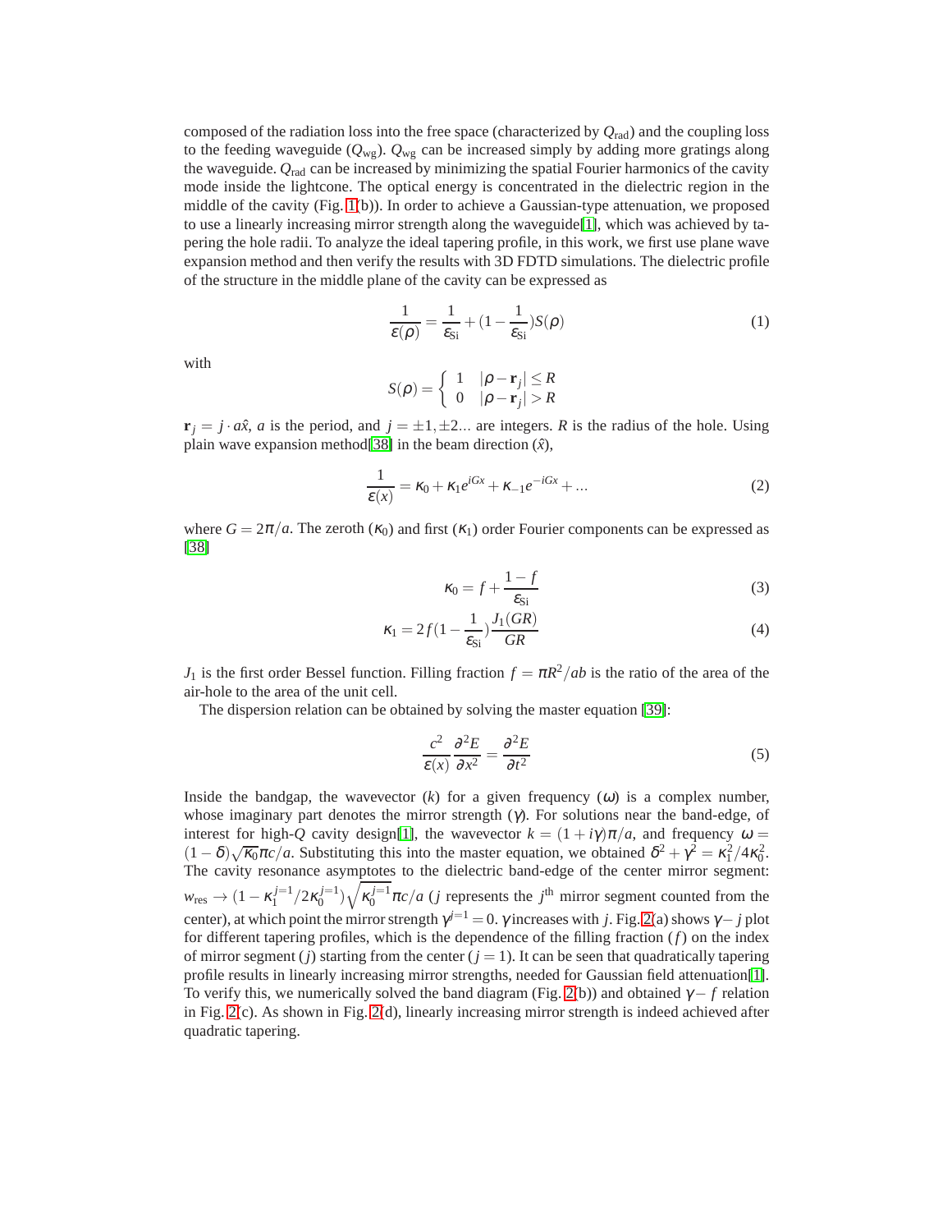composed of the radiation loss into the free space (characterized by $Q_{\text{rad}}$) and the coupling loss to the feeding waveguide ($Q_{\text{wg}}$). $Q_{\text{wg}}$ can be increased simply by adding more gratings along the waveguide. $Q_{\text{rad}}$ can be increased by minimizing the spatial Fourier harmonics of the cavity mode inside the lightcone. The optical energy is concentrated in the dielectric region in the middle of the cavity (Fig. 1(b)). In order to achieve a Gaussian-type attenuation, we proposed to use a linearly increasing mirror strength along the waveguide[1], which was achieved by tapering the hole radii. To analyze the ideal tapering profile, in this work, we first use plane wave expansion method and then verify the results with 3D FDTD simulations. The dielectric profile of the structure in the middle plane of the cavity can be expressed as

$$\frac{1}{\varepsilon(\rho)} = \frac{1}{\varepsilon_{\text{Si}}} + (1 - \frac{1}{\varepsilon_{\text{Si}}})S(\rho) \tag{1}$$

with

$$S(\rho) = \begin{cases} 1 & |\rho - \mathbf{r}_j| \leq R \\ 0 & |\rho - \mathbf{r}_j| > R \end{cases}$$

$\mathbf{r}_j = j \cdot a\hat{x}$, $a$ is the period, and $j = \pm 1, \pm 2...$ are integers. $R$ is the radius of the hole. Using plain wave expansion method[38] in the beam direction ($\hat{x}$),

$$\frac{1}{\varepsilon(x)} = \kappa_0 + \kappa_1 e^{iGx} + \kappa_{-1} e^{-iGx} + ... \tag{2}$$

where $G = 2\pi/a$. The zeroth ($\kappa_0$) and first ($\kappa_1$) order Fourier components can be expressed as [38]

$$\kappa_0 = f + \frac{1-f}{\varepsilon_{\text{Si}}} \tag{3}$$

$$\kappa_1 = 2f(1 - \frac{1}{\varepsilon_{\text{Si}}})\frac{J_1(GR)}{GR} \tag{4}$$

$J_1$ is the first order Bessel function. Filling fraction $f = \pi R^2/ab$ is the ratio of the area of the air-hole to the area of the unit cell.

The dispersion relation can be obtained by solving the master equation [39]:

$$\frac{c^2}{\varepsilon(x)}\frac{\partial^2 E}{\partial x^2} = \frac{\partial^2 E}{\partial t^2} \tag{5}$$

Inside the bandgap, the wavevector ($k$) for a given frequency ($\omega$) is a complex number, whose imaginary part denotes the mirror strength ($\gamma$). For solutions near the band-edge, of interest for high-$Q$ cavity design[1], the wavevector $k = (1 + i\gamma)\pi/a$, and frequency $\omega = (1 - \delta)\sqrt{\kappa_0}\pi c/a$. Substituting this into the master equation, we obtained $\delta^2 + \gamma^2 = \kappa_1^2/4\kappa_0^2$. The cavity resonance asymptotes to the dielectric band-edge of the center mirror segment: $w_{\text{res}} \to (1 - \kappa_1^{j=1}/2\kappa_0^{j=1})\sqrt{\kappa_0^{j=1}}\pi c/a$ ($j$ represents the $j^{\text{th}}$ mirror segment counted from the center), at which point the mirror strength $\gamma^{j=1} = 0$. $\gamma$ increases with $j$. Fig. 2(a) shows $\gamma - j$ plot for different tapering profiles, which is the dependence of the filling fraction ($f$) on the index of mirror segment ($j$) starting from the center ($j = 1$). It can be seen that quadratically tapering profile results in linearly increasing mirror strengths, needed for Gaussian field attenuation[1]. To verify this, we numerically solved the band diagram (Fig. 2(b)) and obtained $\gamma - f$ relation in Fig. 2(c). As shown in Fig. 2(d), linearly increasing mirror strength is indeed achieved after quadratic tapering.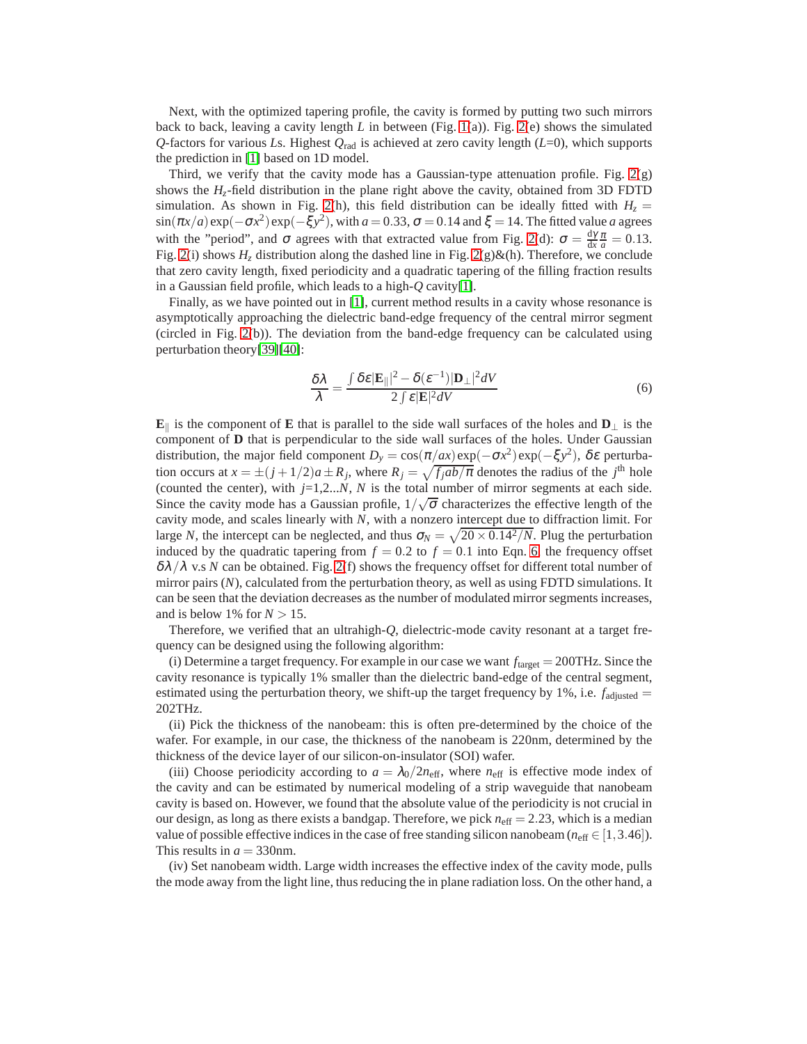Next, with the optimized tapering profile, the cavity is formed by putting two such mirrors back to back, leaving a cavity length $L$ in between (Fig. 1(a)). Fig. 2(e) shows the simulated $Q$-factors for various $L$s. Highest $Q_{\text{rad}}$ is achieved at zero cavity length ($L$=0), which supports the prediction in [1] based on 1D model.

Third, we verify that the cavity mode has a Gaussian-type attenuation profile. Fig. 2(g) shows the $H_z$-field distribution in the plane right above the cavity, obtained from 3D FDTD simulation. As shown in Fig. 2(h), this field distribution can be ideally fitted with $H_z = \sin(\pi x/a)\exp(-\sigma x^2)\exp(-\xi y^2)$, with $a = 0.33$, $\sigma = 0.14$ and $\xi = 14$. The fitted value $a$ agrees with the "period", and $\sigma$ agrees with that extracted value from Fig. 2(d): $\sigma = \frac{d\gamma}{dx}\frac{\pi}{a} = 0.13$. Fig. 2(i) shows $H_z$ distribution along the dashed line in Fig. 2(g)&(h). Therefore, we conclude that zero cavity length, fixed periodicity and a quadratic tapering of the filling fraction results in a Gaussian field profile, which leads to a high-$Q$ cavity[1].

Finally, as we have pointed out in [1], current method results in a cavity whose resonance is asymptotically approaching the dielectric band-edge frequency of the central mirror segment (circled in Fig. 2(b)). The deviation from the band-edge frequency can be calculated using perturbation theory[39][40]:

$$\frac{\delta\lambda}{\lambda} = \frac{\int \delta\varepsilon|\mathbf{E}_{\parallel}|^2 - \delta(\varepsilon^{-1})|\mathbf{D}_{\perp}|^2 dV}{2\int \varepsilon|\mathbf{E}|^2 dV} \tag{6}$$

$\mathbf{E}_{\parallel}$ is the component of $\mathbf{E}$ that is parallel to the side wall surfaces of the holes and $\mathbf{D}_{\perp}$ is the component of $\mathbf{D}$ that is perpendicular to the side wall surfaces of the holes. Under Gaussian distribution, the major field component $D_y = \cos(\pi/ax)\exp(-\sigma x^2)\exp(-\xi y^2)$, $\delta\varepsilon$ perturbation occurs at $x = \pm(j+1/2)a \pm R_j$, where $R_j = \sqrt{f_j ab/\pi}$ denotes the radius of the $j^{\text{th}}$ hole (counted the center), with $j$=1,2...$N$, $N$ is the total number of mirror segments at each side. Since the cavity mode has a Gaussian profile, $1/\sqrt{\sigma}$ characterizes the effective length of the cavity mode, and scales linearly with $N$, with a nonzero intercept due to diffraction limit. For large $N$, the intercept can be neglected, and thus $\sigma_N = \sqrt{20 \times 0.14^2/N}$. Plug the perturbation induced by the quadratic tapering from $f = 0.2$ to $f = 0.1$ into Eqn. 6, the frequency offset $\delta\lambda/\lambda$ v.s $N$ can be obtained. Fig. 2(f) shows the frequency offset for different total number of mirror pairs ($N$), calculated from the perturbation theory, as well as using FDTD simulations. It can be seen that the deviation decreases as the number of modulated mirror segments increases, and is below 1% for $N > 15$.

Therefore, we verified that an ultrahigh-$Q$, dielectric-mode cavity resonant at a target frequency can be designed using the following algorithm:

(i) Determine a target frequency. For example in our case we want $f_{\text{target}} = 200$THz. Since the cavity resonance is typically 1% smaller than the dielectric band-edge of the central segment, estimated using the perturbation theory, we shift-up the target frequency by 1%, i.e. $f_{\text{adjusted}} = 202$THz.

(ii) Pick the thickness of the nanobeam: this is often pre-determined by the choice of the wafer. For example, in our case, the thickness of the nanobeam is 220nm, determined by the thickness of the device layer of our silicon-on-insulator (SOI) wafer.

(iii) Choose periodicity according to $a = \lambda_0/2n_{\text{eff}}$, where $n_{\text{eff}}$ is effective mode index of the cavity and can be estimated by numerical modeling of a strip waveguide that nanobeam cavity is based on. However, we found that the absolute value of the periodicity is not crucial in our design, as long as there exists a bandgap. Therefore, we pick $n_{\text{eff}} = 2.23$, which is a median value of possible effective indices in the case of free standing silicon nanobeam ($n_{\text{eff}} \in [1, 3.46]$). This results in $a = 330$nm.

(iv) Set nanobeam width. Large width increases the effective index of the cavity mode, pulls the mode away from the light line, thus reducing the in plane radiation loss. On the other hand, a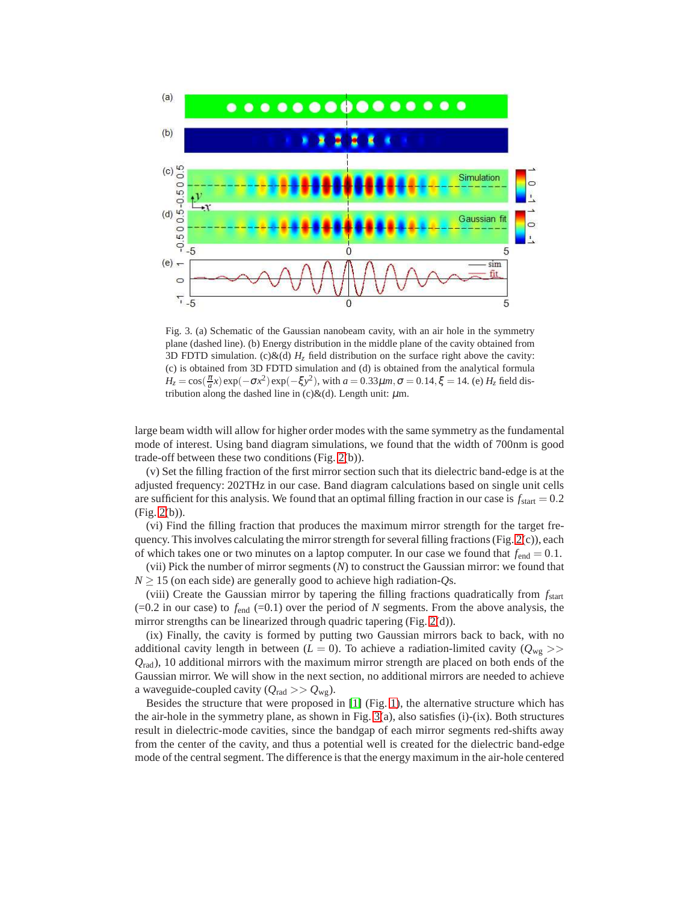Fig. 3. (a) Schematic of the Gaussian nanobeam cavity, with an air hole in the symmetry plane (dashed line). (b) Energy distribution in the middle plane of the cavity obtained from 3D FDTD simulation. (c)&(d) $H_z$ field distribution on the surface right above the cavity: (c) is obtained from 3D FDTD simulation and (d) is obtained from the analytical formula $H_z = \cos(\frac{\pi}{a}x)\exp(-\sigma x^2)\exp(-\xi y^2)$, with $a = 0.33\mu m, \sigma = 0.14, \xi = 14$. (e) $H_z$ field distribution along the dashed line in (c)&(d). Length unit: $\mu$m.

large beam width will allow for higher order modes with the same symmetry as the fundamental mode of interest. Using band diagram simulations, we found that the width of 700nm is good trade-off between these two conditions (Fig. 2(b)).

(v) Set the filling fraction of the first mirror section such that its dielectric band-edge is at the adjusted frequency: 202THz in our case. Band diagram calculations based on single unit cells are sufficient for this analysis. We found that an optimal filling fraction in our case is $f_{\text{start}} = 0.2$ (Fig. 2(b)).

(vi) Find the filling fraction that produces the maximum mirror strength for the target frequency. This involves calculating the mirror strength for several filling fractions (Fig. 2(c)), each of which takes one or two minutes on a laptop computer. In our case we found that $f_{\text{end}} = 0.1$.

(vii) Pick the number of mirror segments ($N$) to construct the Gaussian mirror: we found that $N \geq 15$ (on each side) are generally good to achieve high radiation-$Q$s.

(viii) Create the Gaussian mirror by tapering the filling fractions quadratically from $f_{\text{start}}$ (=0.2 in our case) to $f_{\text{end}}$ (=0.1) over the period of $N$ segments. From the above analysis, the mirror strengths can be linearized through quadric tapering (Fig. 2(d)).

(ix) Finally, the cavity is formed by putting two Gaussian mirrors back to back, with no additional cavity length in between ($L = 0$). To achieve a radiation-limited cavity ($Q_{\text{wg}} >> Q_{\text{rad}}$), 10 additional mirrors with the maximum mirror strength are placed on both ends of the Gaussian mirror. We will show in the next section, no additional mirrors are needed to achieve a waveguide-coupled cavity ($Q_{\text{rad}} >> Q_{\text{wg}}$).

Besides the structure that were proposed in [1] (Fig. 1), the alternative structure which has the air-hole in the symmetry plane, as shown in Fig. 3(a), also satisfies (i)-(ix). Both structures result in dielectric-mode cavities, since the bandgap of each mirror segments red-shifts away from the center of the cavity, and thus a potential well is created for the dielectric band-edge mode of the central segment. The difference is that the energy maximum in the air-hole centered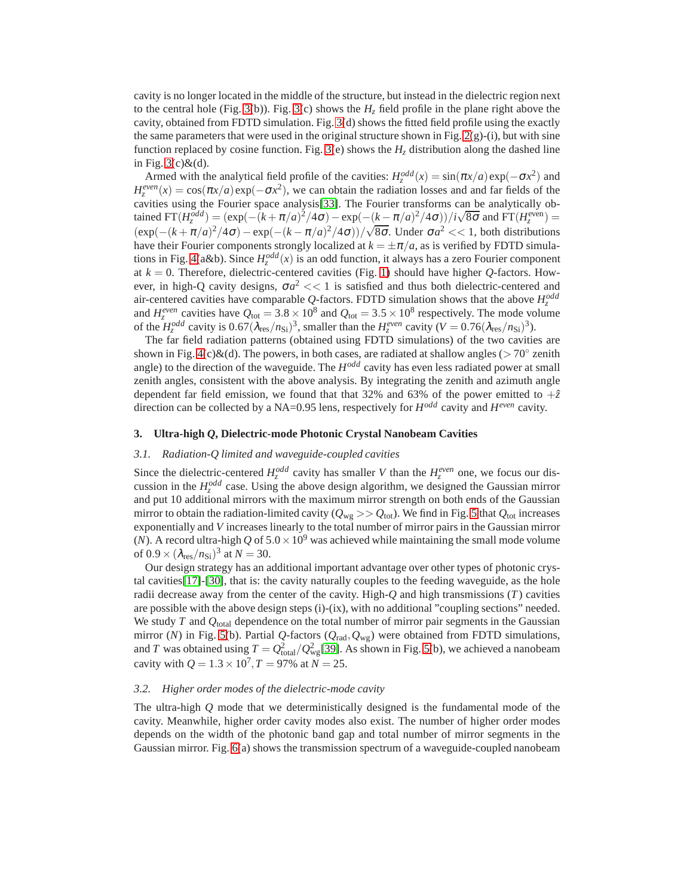cavity is no longer located in the middle of the structure, but instead in the dielectric region next to the central hole (Fig. 3(b)). Fig. 3(c) shows the $H_z$ field profile in the plane right above the cavity, obtained from FDTD simulation. Fig. 3(d) shows the fitted field profile using the exactly the same parameters that were used in the original structure shown in Fig. 2(g)-(i), but with sine function replaced by cosine function. Fig. 3(e) shows the $H_z$ distribution along the dashed line in Fig. 3(c)&(d).

Armed with the analytical field profile of the cavities: $H_z^{odd}(x) = \sin(\pi x/a)\exp(-\sigma x^2)$ and $H_z^{even}(x) = \cos(\pi x/a)\exp(-\sigma x^2)$, we can obtain the radiation losses and and far fields of the cavities using the Fourier space analysis[33]. The Fourier transforms can be analytically obtained $\mathrm{FT}(H_z^{odd}) = (\exp(-(k+\pi/a)^2/4\sigma) - \exp(-(k-\pi/a)^2/4\sigma))/i\sqrt{8\sigma}$ and $\mathrm{FT}(H_z^{\mathrm{even}}) = (\exp(-(k+\pi/a)^2/4\sigma) - \exp(-(k-\pi/a)^2/4\sigma))/\sqrt{8\sigma}$. Under $\sigma a^2 << 1$, both distributions have their Fourier components strongly localized at $k = \pm\pi/a$, as is verified by FDTD simulations in Fig. 4(a&b). Since $H_z^{odd}(x)$ is an odd function, it always has a zero Fourier component at $k = 0$. Therefore, dielectric-centered cavities (Fig. 1) should have higher $Q$-factors. However, in high-Q cavity designs, $\sigma a^2 << 1$ is satisfied and thus both dielectric-centered and air-centered cavities have comparable $Q$-factors. FDTD simulation shows that the above $H_z^{odd}$ and $H_z^{even}$ cavities have $Q_{\mathrm{tot}} = 3.8\times10^8$ and $Q_{\mathrm{tot}} = 3.5\times10^8$ respectively. The mode volume of the $H_z^{odd}$ cavity is $0.67(\lambda_{\mathrm{res}}/n_{\mathrm{Si}})^3$, smaller than the $H_z^{even}$ cavity ($V = 0.76(\lambda_{\mathrm{res}}/n_{\mathrm{Si}})^3$).

The far field radiation patterns (obtained using FDTD simulations) of the two cavities are shown in Fig. 4(c)&(d). The powers, in both cases, are radiated at shallow angles ($> 70^\circ$ zenith angle) to the direction of the waveguide. The $H^{odd}$ cavity has even less radiated power at small zenith angles, consistent with the above analysis. By integrating the zenith and azimuth angle dependent far field emission, we found that that 32% and 63% of the power emitted to $+\hat{z}$ direction can be collected by a NA=0.95 lens, respectively for $H^{odd}$ cavity and $H^{even}$ cavity.

## 3. Ultra-high $Q$, Dielectric-mode Photonic Crystal Nanobeam Cavities

### 3.1. Radiation-Q limited and waveguide-coupled cavities

Since the dielectric-centered $H_z^{odd}$ cavity has smaller $V$ than the $H_z^{even}$ one, we focus our discussion in the $H_z^{odd}$ case. Using the above design algorithm, we designed the Gaussian mirror and put 10 additional mirrors with the maximum mirror strength on both ends of the Gaussian mirror to obtain the radiation-limited cavity ($Q_{\mathrm{wg}} >> Q_{\mathrm{tot}}$). We find in Fig. 5 that $Q_{\mathrm{tot}}$ increases exponentially and $V$ increases linearly to the total number of mirror pairs in the Gaussian mirror ($N$). A record ultra-high $Q$ of $5.0\times10^9$ was achieved while maintaining the small mode volume of $0.9\times(\lambda_{\mathrm{res}}/n_{\mathrm{Si}})^3$ at $N = 30$.

Our design strategy has an additional important advantage over other types of photonic crystal cavities[17]-[30], that is: the cavity naturally couples to the feeding waveguide, as the hole radii decrease away from the center of the cavity. High-$Q$ and high transmissions ($T$) cavities are possible with the above design steps (i)-(ix), with no additional "coupling sections" needed. We study $T$ and $Q_{\mathrm{total}}$ dependence on the total number of mirror pair segments in the Gaussian mirror ($N$) in Fig. 5(b). Partial $Q$-factors ($Q_{\mathrm{rad}}, Q_{\mathrm{wg}}$) were obtained from FDTD simulations, and $T$ was obtained using $T = Q_{\mathrm{total}}^2/Q_{\mathrm{wg}}^2$[39]. As shown in Fig. 5(b), we achieved a nanobeam cavity with $Q = 1.3\times10^7, T = 97\%$ at $N = 25$.

### 3.2. Higher order modes of the dielectric-mode cavity

The ultra-high $Q$ mode that we deterministically designed is the fundamental mode of the cavity. Meanwhile, higher order cavity modes also exist. The number of higher order modes depends on the width of the photonic band gap and total number of mirror segments in the Gaussian mirror. Fig. 6(a) shows the transmission spectrum of a waveguide-coupled nanobeam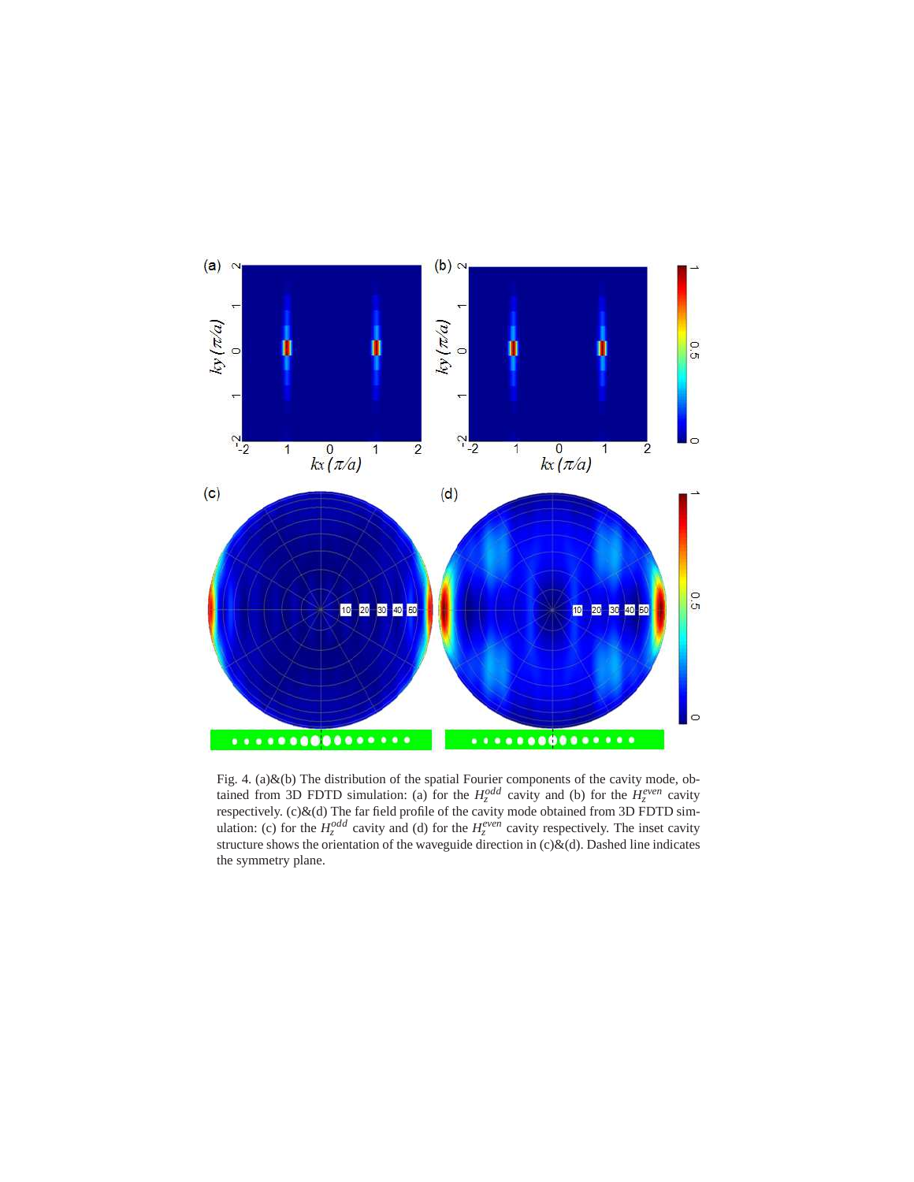Fig. 4. (a)&(b) The distribution of the spatial Fourier components of the cavity mode, obtained from 3D FDTD simulation: (a) for the $H_z^{odd}$ cavity and (b) for the $H_z^{even}$ cavity respectively. (c)&(d) The far field profile of the cavity mode obtained from 3D FDTD simulation: (c) for the $H_z^{odd}$ cavity and (d) for the $H_z^{even}$ cavity respectively. The inset cavity structure shows the orientation of the waveguide direction in (c)&(d). Dashed line indicates the symmetry plane.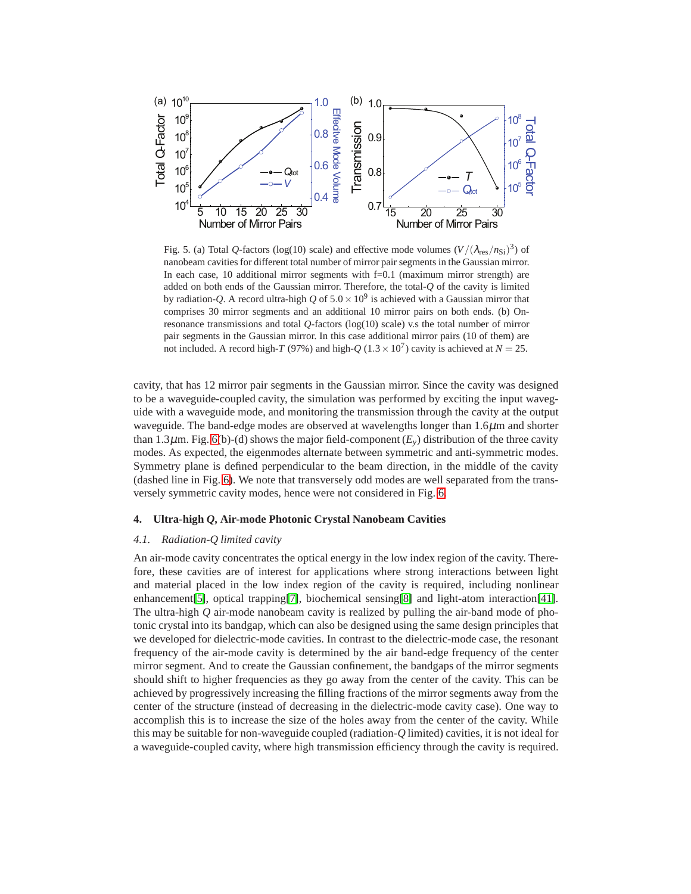Fig. 5. (a) Total $Q$-factors (log(10) scale) and effective mode volumes ($V/(\lambda_{\text{res}}/n_{\text{Si}})^3$) of nanobeam cavities for different total number of mirror pair segments in the Gaussian mirror. In each case, 10 additional mirror segments with f=0.1 (maximum mirror strength) are added on both ends of the Gaussian mirror. Therefore, the total-$Q$ of the cavity is limited by radiation-$Q$. A record ultra-high $Q$ of $5.0 \times 10^9$ is achieved with a Gaussian mirror that comprises 30 mirror segments and an additional 10 mirror pairs on both ends. (b) On-resonance transmissions and total $Q$-factors (log(10) scale) v.s the total number of mirror pair segments in the Gaussian mirror. In this case additional mirror pairs (10 of them) are not included. A record high-$T$ (97%) and high-$Q$ ($1.3 \times 10^7$) cavity is achieved at $N = 25$.

cavity, that has 12 mirror pair segments in the Gaussian mirror. Since the cavity was designed to be a waveguide-coupled cavity, the simulation was performed by exciting the input waveguide with a waveguide mode, and monitoring the transmission through the cavity at the output waveguide. The band-edge modes are observed at wavelengths longer than 1.6$\mu$m and shorter than 1.3$\mu$m. Fig. 6(b)-(d) shows the major field-component ($E_y$) distribution of the three cavity modes. As expected, the eigenmodes alternate between symmetric and anti-symmetric modes. Symmetry plane is defined perpendicular to the beam direction, in the middle of the cavity (dashed line in Fig. 6). We note that transversely odd modes are well separated from the transversely symmetric cavity modes, hence were not considered in Fig. 6.

## 4. Ultra-high *Q*, Air-mode Photonic Crystal Nanobeam Cavities

### *4.1. Radiation-Q limited cavity*

An air-mode cavity concentrates the optical energy in the low index region of the cavity. Therefore, these cavities are of interest for applications where strong interactions between light and material placed in the low index region of the cavity is required, including nonlinear enhancement[5], optical trapping[7], biochemical sensing[8] and light-atom interaction[41]. The ultra-high $Q$ air-mode nanobeam cavity is realized by pulling the air-band mode of photonic crystal into its bandgap, which can also be designed using the same design principles that we developed for dielectric-mode cavities. In contrast to the dielectric-mode case, the resonant frequency of the air-mode cavity is determined by the air band-edge frequency of the center mirror segment. And to create the Gaussian confinement, the bandgaps of the mirror segments should shift to higher frequencies as they go away from the center of the cavity. This can be achieved by progressively increasing the filling fractions of the mirror segments away from the center of the structure (instead of decreasing in the dielectric-mode cavity case). One way to accomplish this is to increase the size of the holes away from the center of the cavity. While this may be suitable for non-waveguide coupled (radiation-$Q$ limited) cavities, it is not ideal for a waveguide-coupled cavity, where high transmission efficiency through the cavity is required.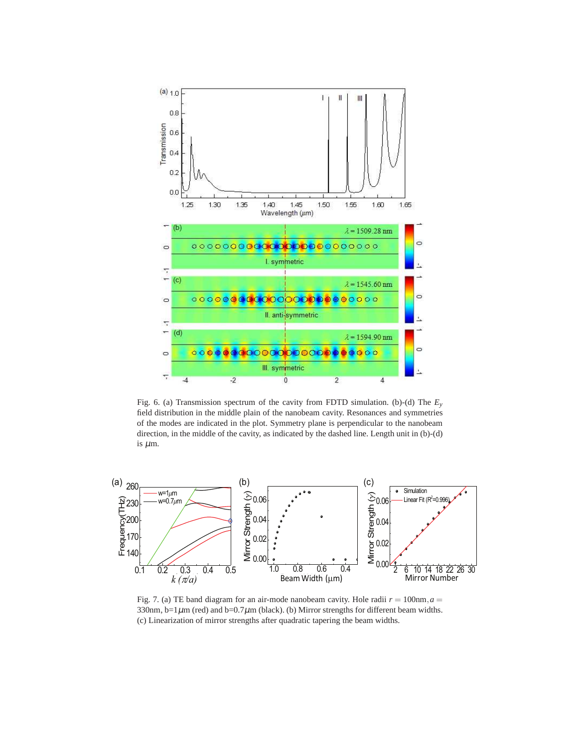Fig. 6. (a) Transmission spectrum of the cavity from FDTD simulation. (b)-(d) The $E_y$ field distribution in the middle plain of the nanobeam cavity. Resonances and symmetries of the modes are indicated in the plot. Symmetry plane is perpendicular to the nanobeam direction, in the middle of the cavity, as indicated by the dashed line. Length unit in (b)-(d) is $\mu$m.

Fig. 7. (a) TE band diagram for an air-mode nanobeam cavity. Hole radii $r = 100$nm, $a = 330$nm, b=1$\mu$m (red) and b=0.7$\mu$m (black). (b) Mirror strengths for different beam widths. (c) Linearization of mirror strengths after quadratic tapering the beam widths.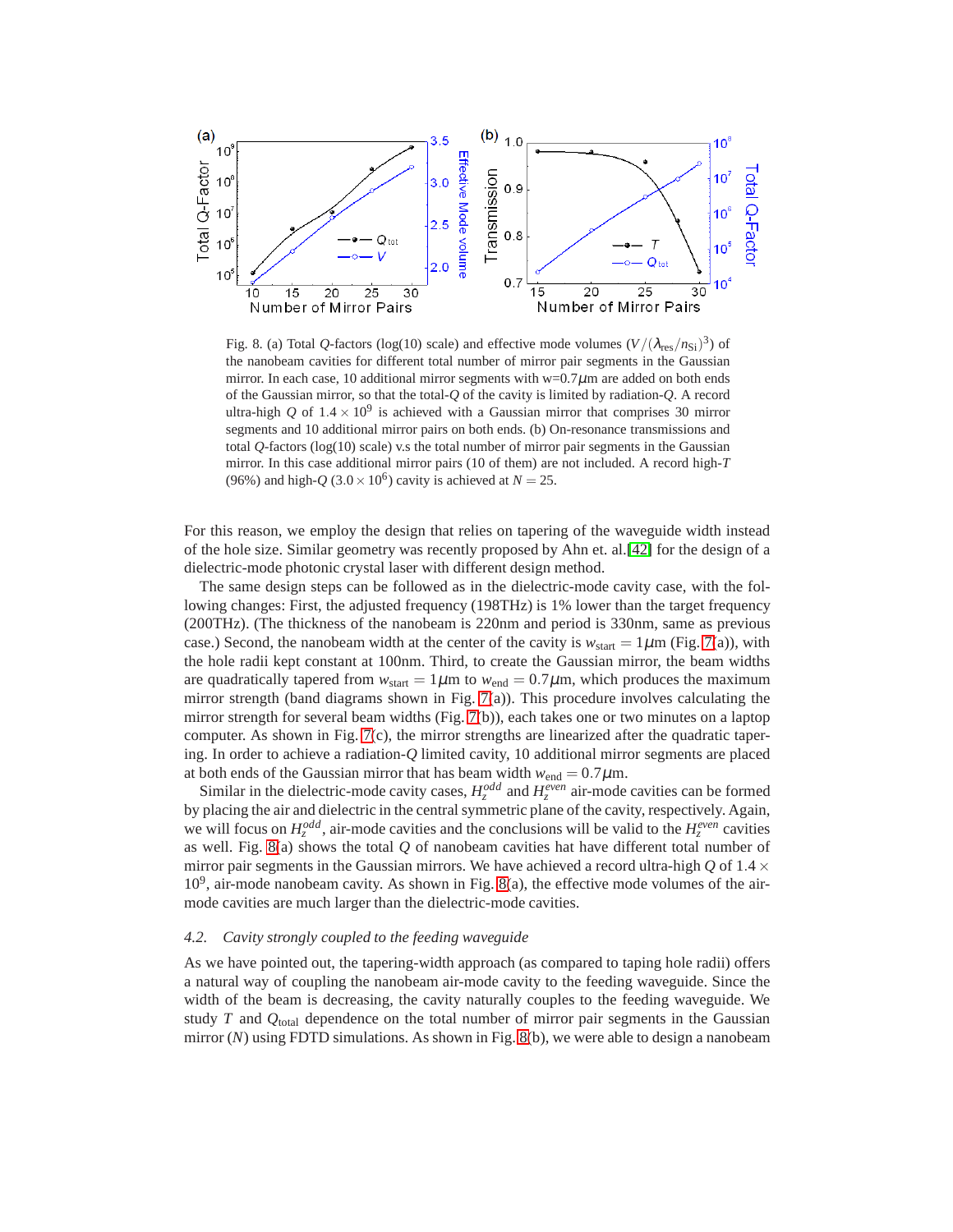Fig. 8. (a) Total $Q$-factors (log(10) scale) and effective mode volumes ($V/(\lambda_{\text{res}}/n_{\text{Si}})^3$) of the nanobeam cavities for different total number of mirror pair segments in the Gaussian mirror. In each case, 10 additional mirror segments with w=0.7$\mu$m are added on both ends of the Gaussian mirror, so that the total-$Q$ of the cavity is limited by radiation-$Q$. A record ultra-high $Q$ of $1.4 \times 10^9$ is achieved with a Gaussian mirror that comprises 30 mirror segments and 10 additional mirror pairs on both ends. (b) On-resonance transmissions and total $Q$-factors (log(10) scale) v.s the total number of mirror pair segments in the Gaussian mirror. In this case additional mirror pairs (10 of them) are not included. A record high-$T$ (96%) and high-$Q$ ($3.0 \times 10^6$) cavity is achieved at $N = 25$.

For this reason, we employ the design that relies on tapering of the waveguide width instead of the hole size. Similar geometry was recently proposed by Ahn et. al.[42] for the design of a dielectric-mode photonic crystal laser with different design method.

The same design steps can be followed as in the dielectric-mode cavity case, with the following changes: First, the adjusted frequency (198THz) is 1% lower than the target frequency (200THz). (The thickness of the nanobeam is 220nm and period is 330nm, same as previous case.) Second, the nanobeam width at the center of the cavity is $w_{\text{start}} = 1\mu$m (Fig. 7(a)), with the hole radii kept constant at 100nm. Third, to create the Gaussian mirror, the beam widths are quadratically tapered from $w_{\text{start}} = 1\mu$m to $w_{\text{end}} = 0.7\mu$m, which produces the maximum mirror strength (band diagrams shown in Fig. 7(a)). This procedure involves calculating the mirror strength for several beam widths (Fig. 7(b)), each takes one or two minutes on a laptop computer. As shown in Fig. 7(c), the mirror strengths are linearized after the quadratic tapering. In order to achieve a radiation-$Q$ limited cavity, 10 additional mirror segments are placed at both ends of the Gaussian mirror that has beam width $w_{\text{end}} = 0.7\mu$m.

Similar in the dielectric-mode cavity cases, $H_z^{odd}$ and $H_z^{even}$ air-mode cavities can be formed by placing the air and dielectric in the central symmetric plane of the cavity, respectively. Again, we will focus on $H_z^{odd}$, air-mode cavities and the conclusions will be valid to the $H_z^{even}$ cavities as well. Fig. 8(a) shows the total $Q$ of nanobeam cavities hat have different total number of mirror pair segments in the Gaussian mirrors. We have achieved a record ultra-high $Q$ of $1.4 \times 10^9$, air-mode nanobeam cavity. As shown in Fig. 8(a), the effective mode volumes of the air-mode cavities are much larger than the dielectric-mode cavities.

### 4.2. Cavity strongly coupled to the feeding waveguide

As we have pointed out, the tapering-width approach (as compared to taping hole radii) offers a natural way of coupling the nanobeam air-mode cavity to the feeding waveguide. Since the width of the beam is decreasing, the cavity naturally couples to the feeding waveguide. We study $T$ and $Q_{\text{total}}$ dependence on the total number of mirror pair segments in the Gaussian mirror ($N$) using FDTD simulations. As shown in Fig. 8(b), we were able to design a nanobeam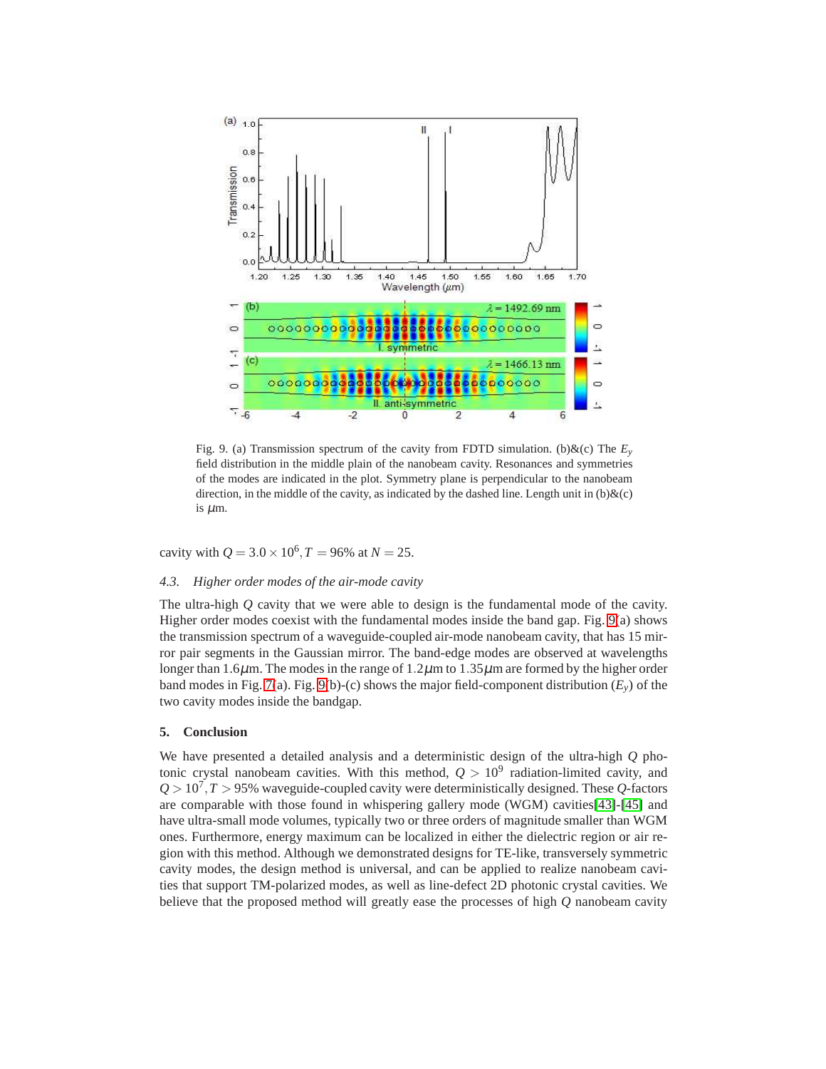Fig. 9. (a) Transmission spectrum of the cavity from FDTD simulation. (b)&(c) The $E_y$ field distribution in the middle plain of the nanobeam cavity. Resonances and symmetries of the modes are indicated in the plot. Symmetry plane is perpendicular to the nanobeam direction, in the middle of the cavity, as indicated by the dashed line. Length unit in (b)&(c) is $\mu$m.

cavity with $Q = 3.0 \times 10^6, T = 96\%$ at $N = 25$.

### *4.3. Higher order modes of the air-mode cavity*

The ultra-high $Q$ cavity that we were able to design is the fundamental mode of the cavity. Higher order modes coexist with the fundamental modes inside the band gap. Fig. 9(a) shows the transmission spectrum of a waveguide-coupled air-mode nanobeam cavity, that has 15 mirror pair segments in the Gaussian mirror. The band-edge modes are observed at wavelengths longer than 1.6$\mu$m. The modes in the range of 1.2$\mu$m to 1.35$\mu$m are formed by the higher order band modes in Fig. 7(a). Fig. 9(b)-(c) shows the major field-component distribution ($E_y$) of the two cavity modes inside the bandgap.

## 5. Conclusion

We have presented a detailed analysis and a deterministic design of the ultra-high $Q$ photonic crystal nanobeam cavities. With this method, $Q > 10^9$ radiation-limited cavity, and $Q > 10^7, T > 95\%$ waveguide-coupled cavity were deterministically designed. These $Q$-factors are comparable with those found in whispering gallery mode (WGM) cavities[43]-[45] and have ultra-small mode volumes, typically two or three orders of magnitude smaller than WGM ones. Furthermore, energy maximum can be localized in either the dielectric region or air region with this method. Although we demonstrated designs for TE-like, transversely symmetric cavity modes, the design method is universal, and can be applied to realize nanobeam cavities that support TM-polarized modes, as well as line-defect 2D photonic crystal cavities. We believe that the proposed method will greatly ease the processes of high $Q$ nanobeam cavity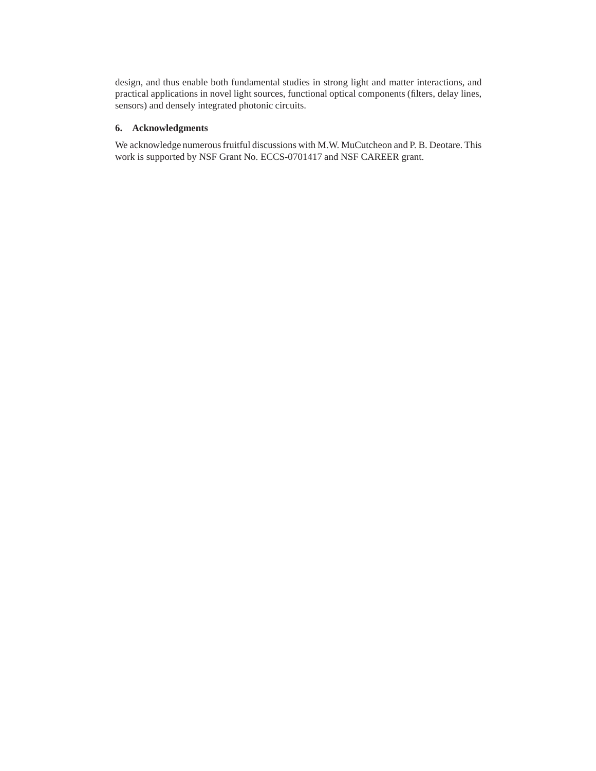design, and thus enable both fundamental studies in strong light and matter interactions, and practical applications in novel light sources, functional optical components (filters, delay lines, sensors) and densely integrated photonic circuits.

## 6. Acknowledgments

We acknowledge numerous fruitful discussions with M.W. MuCutcheon and P. B. Deotare. This work is supported by NSF Grant No. ECCS-0701417 and NSF CAREER grant.